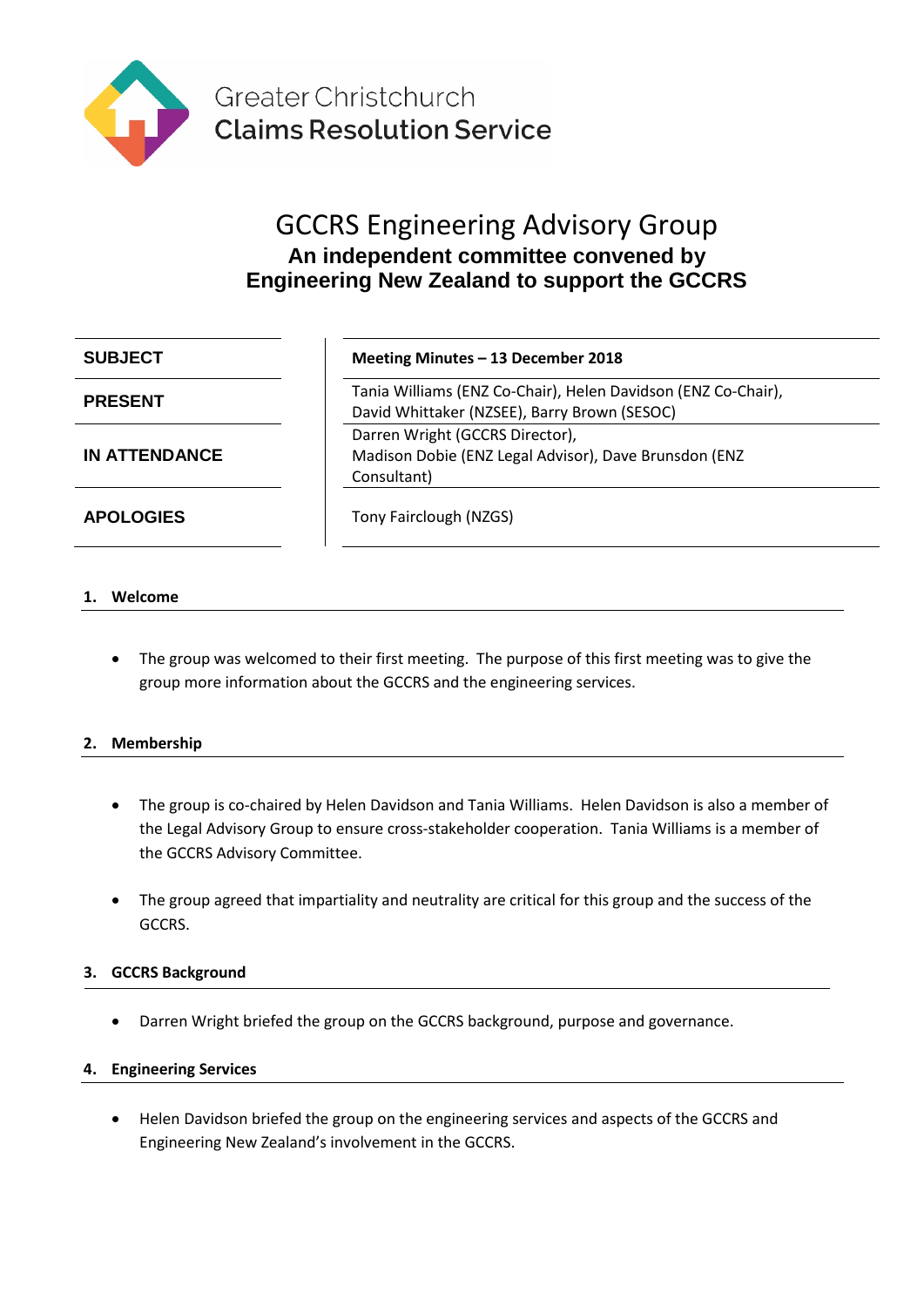Greater Christchurch
**Claims Resolution Service**

# GCCRS Engineering Advisory Group

## An independent committee convened by Engineering New Zealand to support the GCCRS

| | |
|---|---|
| **SUBJECT** | **Meeting Minutes – 13 December 2018** |
| **PRESENT** | Tania Williams (ENZ Co-Chair), Helen Davidson (ENZ Co-Chair), David Whittaker (NZSEE), Barry Brown (SESOC) |
| **IN ATTENDANCE** | Darren Wright (GCCRS Director), Madison Dobie (ENZ Legal Advisor), Dave Brunsdon (ENZ Consultant) |
| **APOLOGIES** | Tony Fairclough (NZGS) |

### 1. Welcome

- The group was welcomed to their first meeting. The purpose of this first meeting was to give the group more information about the GCCRS and the engineering services.

### 2. Membership

- The group is co-chaired by Helen Davidson and Tania Williams. Helen Davidson is also a member of the Legal Advisory Group to ensure cross-stakeholder cooperation. Tania Williams is a member of the GCCRS Advisory Committee.

- The group agreed that impartiality and neutrality are critical for this group and the success of the GCCRS.

### 3. GCCRS Background

- Darren Wright briefed the group on the GCCRS background, purpose and governance.

### 4. Engineering Services

- Helen Davidson briefed the group on the engineering services and aspects of the GCCRS and Engineering New Zealand's involvement in the GCCRS.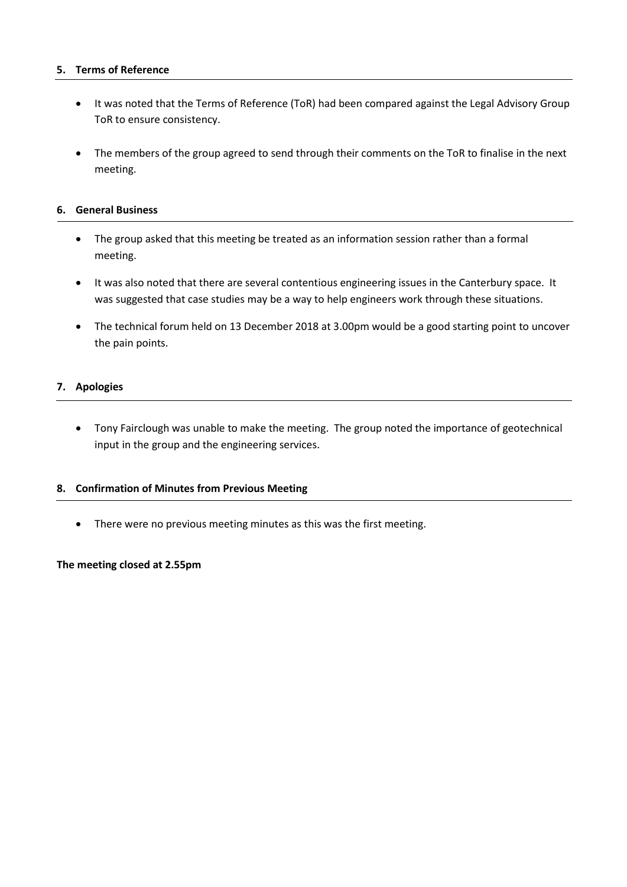## 5. Terms of Reference

- It was noted that the Terms of Reference (ToR) had been compared against the Legal Advisory Group ToR to ensure consistency.
- The members of the group agreed to send through their comments on the ToR to finalise in the next meeting.

## 6. General Business

- The group asked that this meeting be treated as an information session rather than a formal meeting.
- It was also noted that there are several contentious engineering issues in the Canterbury space. It was suggested that case studies may be a way to help engineers work through these situations.
- The technical forum held on 13 December 2018 at 3.00pm would be a good starting point to uncover the pain points.

## 7. Apologies

- Tony Fairclough was unable to make the meeting. The group noted the importance of geotechnical input in the group and the engineering services.

## 8. Confirmation of Minutes from Previous Meeting

- There were no previous meeting minutes as this was the first meeting.

**The meeting closed at 2.55pm**